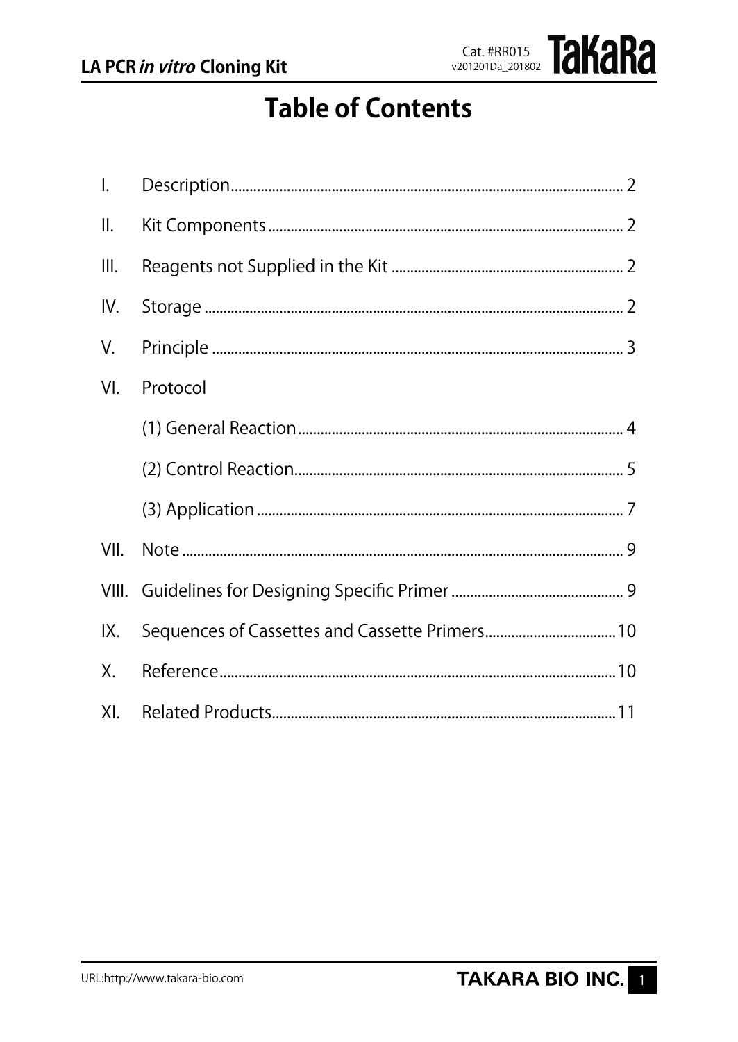# Table of Contents

| | | |
|---|---|---|
| I. | Description | 2 |
| II. | Kit Components | 2 |
| III. | Reagents not Supplied in the Kit | 2 |
| IV. | Storage | 2 |
| V. | Principle | 3 |
| VI. | Protocol | |
| | (1) General Reaction | 4 |
| | (2) Control Reaction | 5 |
| | (3) Application | 7 |
| VII. | Note | 9 |
| VIII. | Guidelines for Designing Specific Primer | 9 |
| IX. | Sequences of Cassettes and Cassette Primers | 10 |
| X. | Reference | 10 |
| XI. | Related Products | 11 |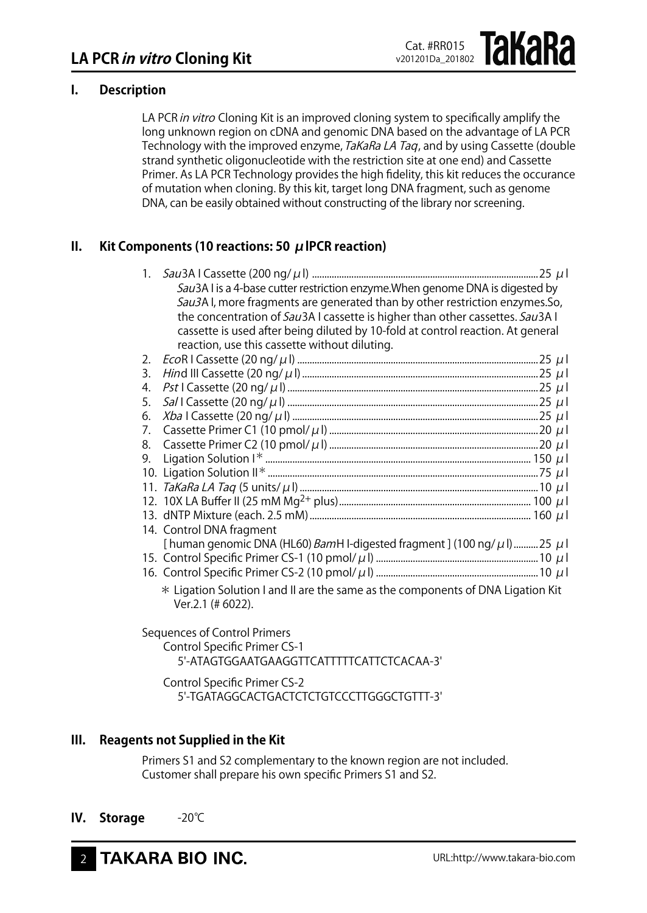## I. Description

LA PCR *in vitro* Cloning Kit is an improved cloning system to specifically amplify the long unknown region on cDNA and genomic DNA based on the advantage of LA PCR Technology with the improved enzyme, *TaKaRa LA Taq*, and by using Cassette (double strand synthetic oligonucleotide with the restriction site at one end) and Cassette Primer. As LA PCR Technology provides the high fidelity, this kit reduces the occurance of mutation when cloning. By this kit, target long DNA fragment, such as genome DNA, can be easily obtained without constructing of the library nor screening.

## II. Kit Components (10 reactions: 50 μl PCR reaction)

1. *Sau*3A I Cassette (200 ng/μl) .......... 25 μl
   *Sau*3A I is a 4-base cutter restriction enzyme.When genome DNA is digested by *Sau3*A I, more fragments are generated than by other restriction enzymes.So, the concentration of *Sau*3A I cassette is higher than other cassettes. *Sau*3A I cassette is used after being diluted by 10-fold at control reaction. At general reaction, use this cassette without diluting.
2. *Eco*R I Cassette (20 ng/μl) .......... 25 μl
3. *Hin*d III Cassette (20 ng/μl) .......... 25 μl
4. *Pst* I Cassette (20 ng/μl) .......... 25 μl
5. *Sal* I Cassette (20 ng/μl) .......... 25 μl
6. *Xba* I Cassette (20 ng/μl) .......... 25 μl
7. Cassette Primer C1 (10 pmol/μl) .......... 20 μl
8. Cassette Primer C2 (10 pmol/μl) .......... 20 μl
9. Ligation Solution I* .......... 150 μl
10. Ligation Solution II* .......... 75 μl
11. *TaKaRa LA Taq* (5 units/μl) .......... 10 μl
12. 10X LA Buffer II (25 mM $Mg^{2+}$ plus) .......... 100 μl
13. dNTP Mixture (each. 2.5 mM) .......... 160 μl
14. Control DNA fragment
    [ human genomic DNA (HL60) *Bam*H I-digested fragment ] (100 ng/μl) .......... 25 μl
15. Control Specific Primer CS-1 (10 pmol/μl) .......... 10 μl
16. Control Specific Primer CS-2 (10 pmol/μl) .......... 10 μl

\* Ligation Solution I and II are the same as the components of DNA Ligation Kit Ver.2.1 (# 6022).

Sequences of Control Primers

Control Specific Primer CS-1
5'-ATAGTGGAATGAAGGTTCATTTTTCATTCTCACAA-3'

Control Specific Primer CS-2
5'-TGATAGGCACTGACTCTCTGTCCCTTGGGCTGTTT-3'

## III. Reagents not Supplied in the Kit

Primers S1 and S2 complementary to the known region are not included.
Customer shall prepare his own specific Primers S1 and S2.

## IV. Storage

-20℃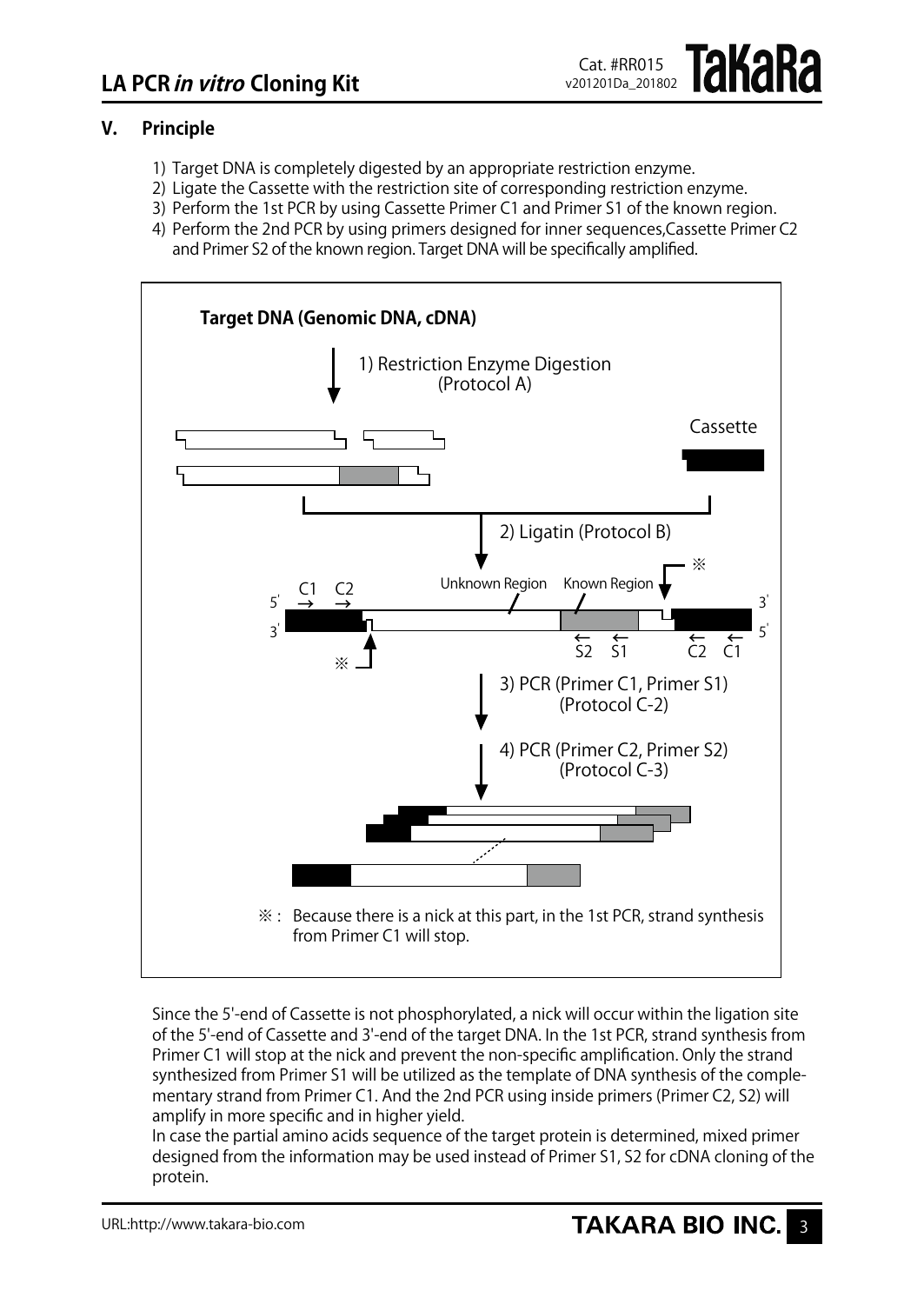## V. Principle

1) Target DNA is completely digested by an appropriate restriction enzyme.
2) Ligate the Cassette with the restriction site of corresponding restriction enzyme.
3) Perform the 1st PCR by using Cassette Primer C1 and Primer S1 of the known region.
4) Perform the 2nd PCR by using primers designed for inner sequences,Cassette Primer C2 and Primer S2 of the known region. Target DNA will be specifically amplified.

Target DNA (Genomic DNA, cDNA)

1) Restriction Enzyme Digestion (Protocol A)

Cassette

2) Ligatin (Protocol B)

Unknown Region　Known Region

C1　C2　S2　S1　C2　C1

3) PCR (Primer C1, Primer S1) (Protocol C-2)

4) PCR (Primer C2, Primer S2) (Protocol C-3)

※ : Because there is a nick at this part, in the 1st PCR, strand synthesis from Primer C1 will stop.

Since the 5'-end of Cassette is not phosphorylated, a nick will occur within the ligation site of the 5'-end of Cassette and 3'-end of the target DNA. In the 1st PCR, strand synthesis from Primer C1 will stop at the nick and prevent the non-specific amplification. Only the strand synthesized from Primer S1 will be utilized as the template of DNA synthesis of the complementary strand from Primer C1. And the 2nd PCR using inside primers (Primer C2, S2) will amplify in more specific and in higher yield.
In case the partial amino acids sequence of the target protein is determined, mixed primer designed from the information may be used instead of Primer S1, S2 for cDNA cloning of the protein.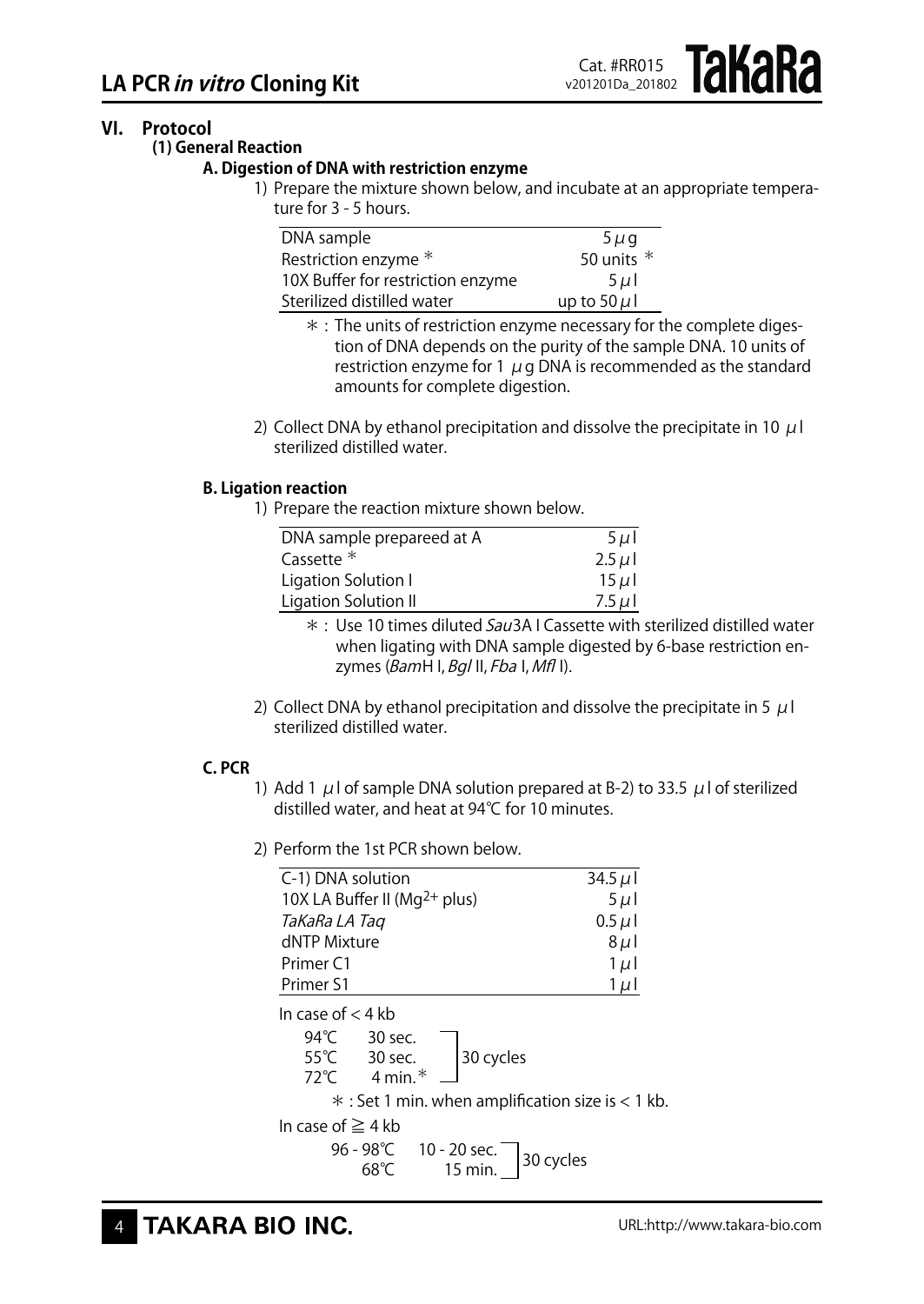## VI. Protocol

### (1) General Reaction

#### A. Digestion of DNA with restriction enzyme

1) Prepare the mixture shown below, and incubate at an appropriate temperature for 3 - 5 hours.

| | |
|---|---|
| DNA sample | 5 μg |
| Restriction enzyme * | 50 units * |
| 10X Buffer for restriction enzyme | 5 μl |
| Sterilized distilled water | up to 50 μl |

*: The units of restriction enzyme necessary for the complete digestion of DNA depends on the purity of the sample DNA. 10 units of restriction enzyme for 1 μg DNA is recommended as the standard amounts for complete digestion.

2) Collect DNA by ethanol precipitation and dissolve the precipitate in 10 μl sterilized distilled water.

#### B. Ligation reaction

1) Prepare the reaction mixture shown below.

| | |
|---|---|
| DNA sample prepareed at A | 5 μl |
| Cassette * | 2.5 μl |
| Ligation Solution I | 15 μl |
| Ligation Solution II | 7.5 μl |

*: Use 10 times diluted *Sau*3A I Cassette with sterilized distilled water when ligating with DNA sample digested by 6-base restriction enzymes (*Bam*H I, *Bgl* II, *Fba* I, *Mfl* I).

2) Collect DNA by ethanol precipitation and dissolve the precipitate in 5 μl sterilized distilled water.

#### C. PCR

1) Add 1 μl of sample DNA solution prepared at B-2) to 33.5 μl of sterilized distilled water, and heat at 94℃ for 10 minutes.

2) Perform the 1st PCR shown below.

| | |
|---|---|
| C-1) DNA solution | 34.5 μl |
| 10X LA Buffer II ($Mg^{2+}$ plus) | 5 μl |
| *TaKaRa LA Taq* | 0.5 μl |
| dNTP Mixture | 8 μl |
| Primer C1 | 1 μl |
| Primer S1 | 1 μl |

In case of < 4 kb

| | | |
|---|---|---|
| 94℃ | 30 sec. | 30 cycles |
| 55℃ | 30 sec. | |
| 72℃ | 4 min.* | |

*: Set 1 min. when amplification size is < 1 kb.

In case of ≧ 4 kb

| | | |
|---|---|---|
| 96 - 98℃ | 10 - 20 sec. | 30 cycles |
| 68℃ | 15 min. | |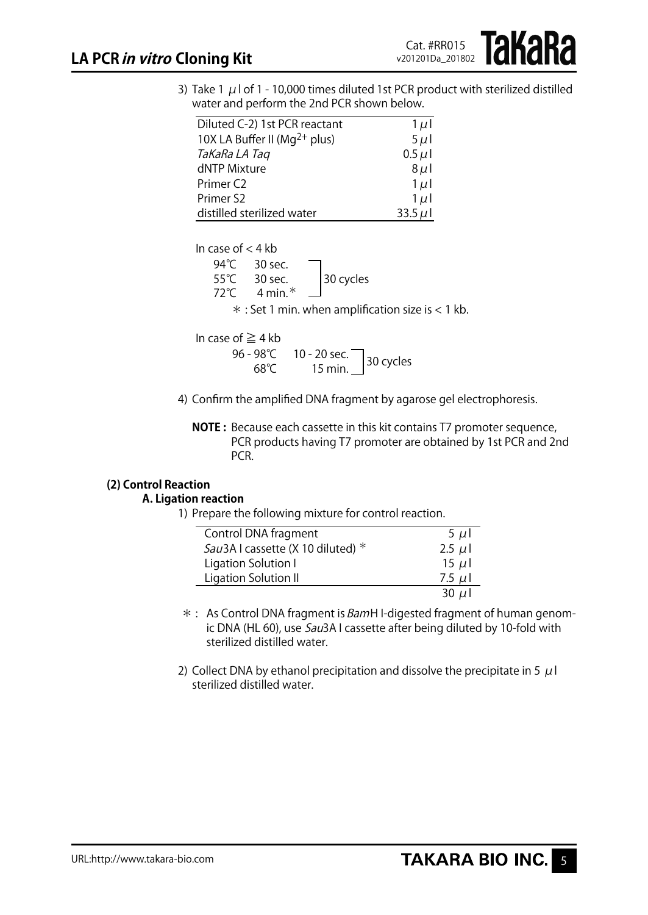3) Take 1 μl of 1 - 10,000 times diluted 1st PCR product with sterilized distilled water and perform the 2nd PCR shown below.

| Diluted C-2) 1st PCR reactant | 1 μl |
|---|---|
| 10X LA Buffer II ($Mg^{2+}$ plus) | 5 μl |
| *TaKaRa LA Taq* | 0.5 μl |
| dNTP Mixture | 8 μl |
| Primer C2 | 1 μl |
| Primer S2 | 1 μl |
| distilled sterilized water | 33.5 μl |

In case of < 4 kb

| | | |
|---|---|---|
| 94℃ | 30 sec. | 30 cycles |
| 55℃ | 30 sec. | |
| 72℃ | 4 min.* | |

*: Set 1 min. when amplification size is < 1 kb.

In case of ≧ 4 kb

| | | |
|---|---|---|
| 96 - 98℃ | 10 - 20 sec. | 30 cycles |
| 68℃ | 15 min. | |

4) Confirm the amplified DNA fragment by agarose gel electrophoresis.

**NOTE :** Because each cassette in this kit contains T7 promoter sequence, PCR products having T7 promoter are obtained by 1st PCR and 2nd PCR.

**(2) Control Reaction**

**A. Ligation reaction**

1) Prepare the following mixture for control reaction.

| Control DNA fragment | 5 μl |
|---|---|
| *Sau*3A I cassette (X 10 diluted) * | 2.5 μl |
| Ligation Solution I | 15 μl |
| Ligation Solution II | 7.5 μl |
| | 30 μl |

*: As Control DNA fragment is *Bam*H I-digested fragment of human genomic DNA (HL 60), use *Sau*3A I cassette after being diluted by 10-fold with sterilized distilled water.

2) Collect DNA by ethanol precipitation and dissolve the precipitate in 5 μl sterilized distilled water.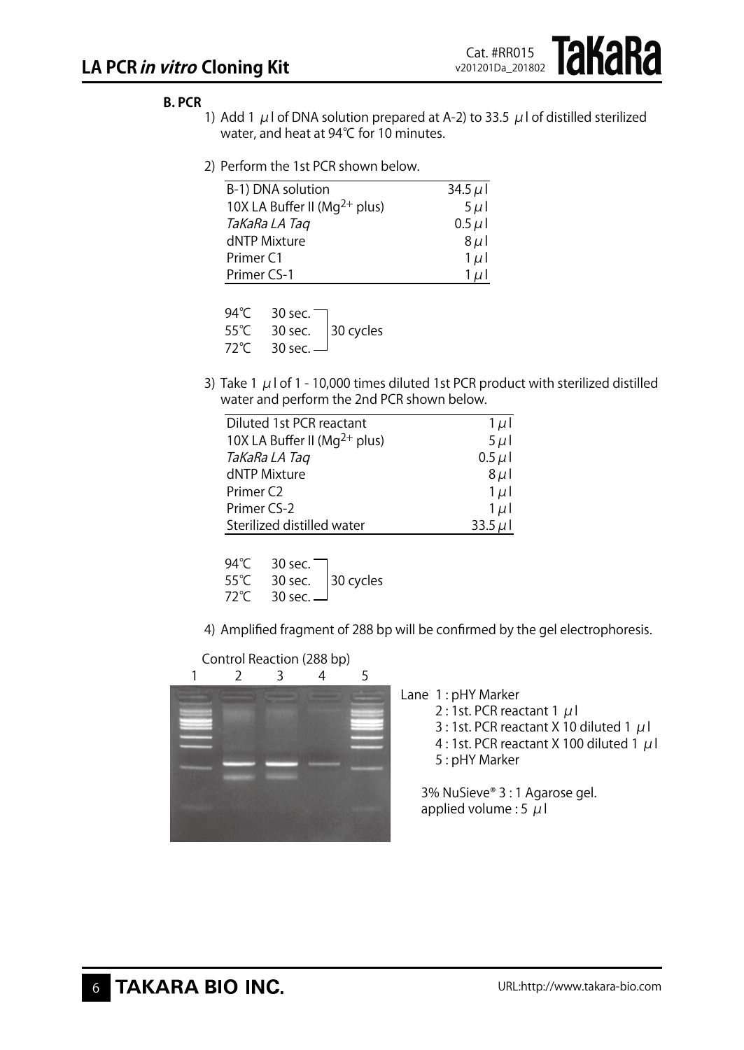**B. PCR**

1) Add 1 μl of DNA solution prepared at A-2) to 33.5 μl of distilled sterilized water, and heat at 94℃ for 10 minutes.

2) Perform the 1st PCR shown below.

| | |
|---|---|
| B-1) DNA solution | 34.5 μl |
| 10X LA Buffer II ($Mg^{2+}$ plus) | 5 μl |
| *TaKaRa LA Taq* | 0.5 μl |
| dNTP Mixture | 8 μl |
| Primer C1 | 1 μl |
| Primer CS-1 | 1 μl |

94℃ 30 sec.
55℃ 30 sec. 30 cycles
72℃ 30 sec.

3) Take 1 μl of 1 - 10,000 times diluted 1st PCR product with sterilized distilled water and perform the 2nd PCR shown below.

| | |
|---|---|
| Diluted 1st PCR reactant | 1 μl |
| 10X LA Buffer II ($Mg^{2+}$ plus) | 5 μl |
| *TaKaRa LA Taq* | 0.5 μl |
| dNTP Mixture | 8 μl |
| Primer C2 | 1 μl |
| Primer CS-2 | 1 μl |
| Sterilized distilled water | 33.5 μl |

94℃ 30 sec.
55℃ 30 sec. 30 cycles
72℃ 30 sec.

4) Amplified fragment of 288 bp will be confirmed by the gel electrophoresis.

Control Reaction (288 bp)

Lane 1 : pHY Marker
2 : 1st. PCR reactant 1 μl
3 : 1st. PCR reactant X 10 diluted 1 μl
4 : 1st. PCR reactant X 100 diluted 1 μl
5 : pHY Marker

3% NuSieve® 3 : 1 Agarose gel.
applied volume : 5 μl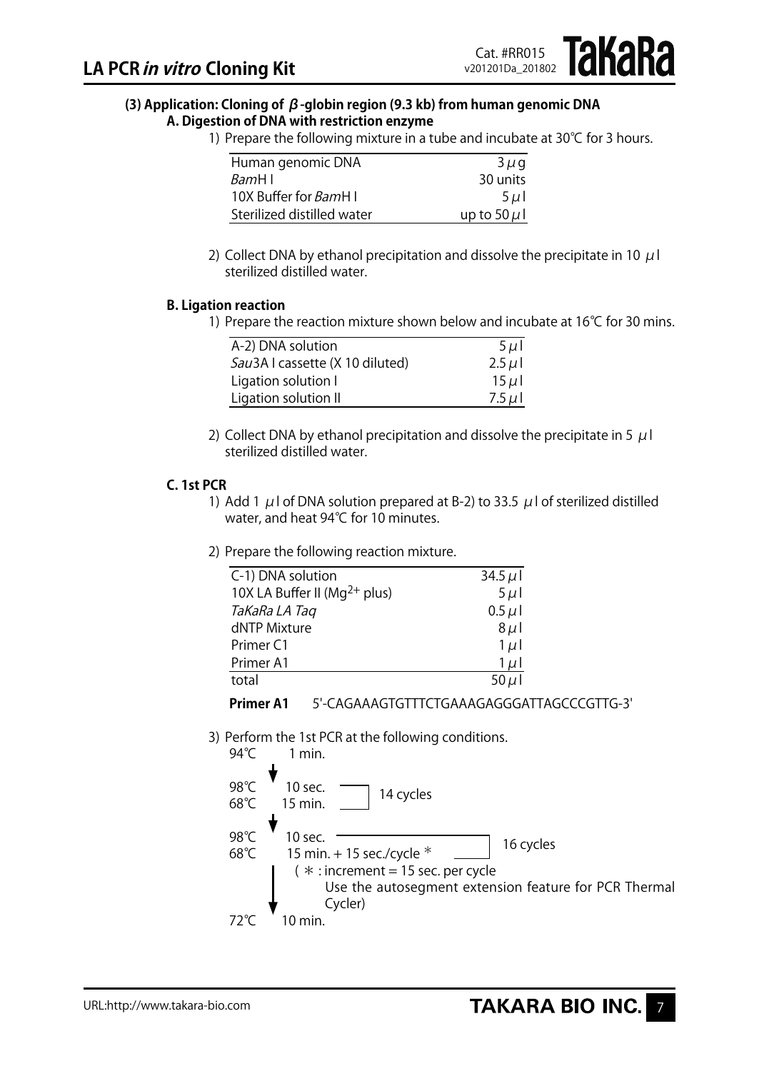### (3) Application: Cloning of β-globin region (9.3 kb) from human genomic DNA

#### A. Digestion of DNA with restriction enzyme

1) Prepare the following mixture in a tube and incubate at 30℃ for 3 hours.

| | |
|---|---|
| Human genomic DNA | 3 μg |
| *Bam*H I | 30 units |
| 10X Buffer for *Bam*H I | 5 μl |
| Sterilized distilled water | up to 50 μl |

2) Collect DNA by ethanol precipitation and dissolve the precipitate in 10 μl sterilized distilled water.

#### B. Ligation reaction

1) Prepare the reaction mixture shown below and incubate at 16℃ for 30 mins.

| | |
|---|---|
| A-2) DNA solution | 5 μl |
| *Sau*3A I cassette (X 10 diluted) | 2.5 μl |
| Ligation solution I | 15 μl |
| Ligation solution II | 7.5 μl |

2) Collect DNA by ethanol precipitation and dissolve the precipitate in 5 μl sterilized distilled water.

#### C. 1st PCR

1) Add 1 μl of DNA solution prepared at B-2) to 33.5 μl of sterilized distilled water, and heat 94℃ for 10 minutes.

2) Prepare the following reaction mixture.

| | |
|---|---|
| C-1) DNA solution | 34.5 μl |
| 10X LA Buffer II ($Mg^{2+}$ plus) | 5 μl |
| *TaKaRa LA Taq* | 0.5 μl |
| dNTP Mixture | 8 μl |
| Primer C1 | 1 μl |
| Primer A1 | 1 μl |
| total | 50 μl |

**Primer A1** 5'-CAGAAAGTGTTTCTGAAAGAGGGATTAGCCCGTTG-3'

3) Perform the 1st PCR at the following conditions.

```
94℃   1 min.
  ↓
98℃   10 sec.   ┐
68℃   15 min.   ┘ 14 cycles
  ↓
98℃   10 sec.                        ┐
68℃   15 min. + 15 sec./cycle *      ┘ 16 cycles
        ( * : increment = 15 sec. per cycle
              Use the autosegment extension feature for PCR Thermal Cycler)
  ↓
72℃   10 min.
```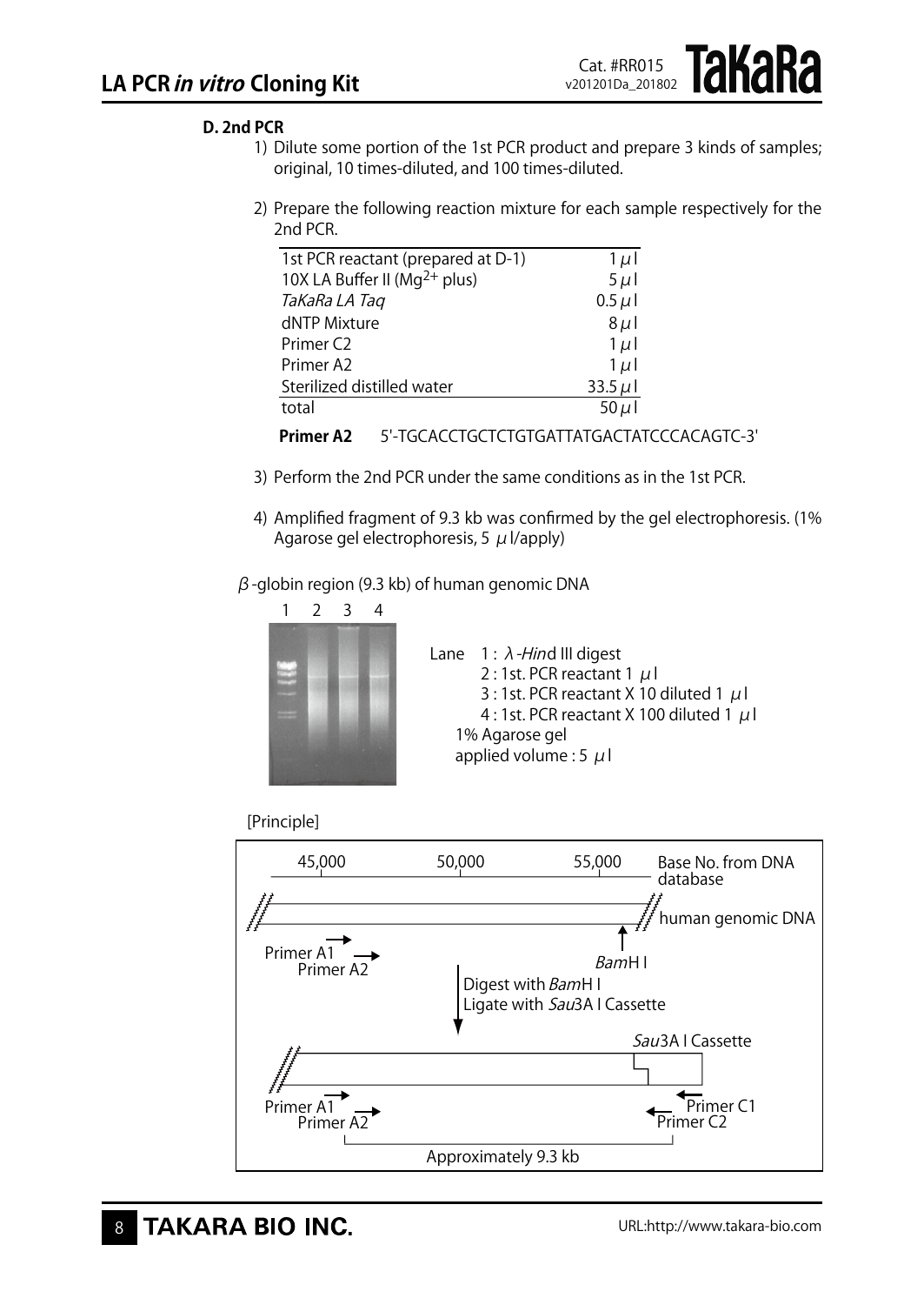### D. 2nd PCR

1) Dilute some portion of the 1st PCR product and prepare 3 kinds of samples; original, 10 times-diluted, and 100 times-diluted.

2) Prepare the following reaction mixture for each sample respectively for the 2nd PCR.

| | |
|---|---|
| 1st PCR reactant (prepared at D-1) | 1 μl |
| 10X LA Buffer II ($Mg^{2+}$ plus) | 5 μl |
| *TaKaRa LA Taq* | 0.5 μl |
| dNTP Mixture | 8 μl |
| Primer C2 | 1 μl |
| Primer A2 | 1 μl |
| Sterilized distilled water | 33.5 μl |
| total | 50 μl |

**Primer A2** 5'-TGCACCTGCTCTGTGATTATGACTATCCCACAGTC-3'

3) Perform the 2nd PCR under the same conditions as in the 1st PCR.

4) Amplified fragment of 9.3 kb was confirmed by the gel electrophoresis. (1% Agarose gel electrophoresis, 5 μl/apply)

β-globin region (9.3 kb) of human genomic DNA

1 2 3 4

Lane 1 : λ-*Hin*d III digest
2 : 1st. PCR reactant 1 μl
3 : 1st. PCR reactant X 10 diluted 1 μl
4 : 1st. PCR reactant X 100 diluted 1 μl
1% Agarose gel
applied volume : 5 μl

[Principle]

45,000 50,000 55,000 Base No. from DNA database

human genomic DNA

Primer A1
Primer A2
*Bam*H I

Digest with *Bam*H I
Ligate with *Sau*3A I Cassette

*Sau*3A I Cassette

Primer A1
Primer A2
Primer C1
Primer C2

Approximately 9.3 kb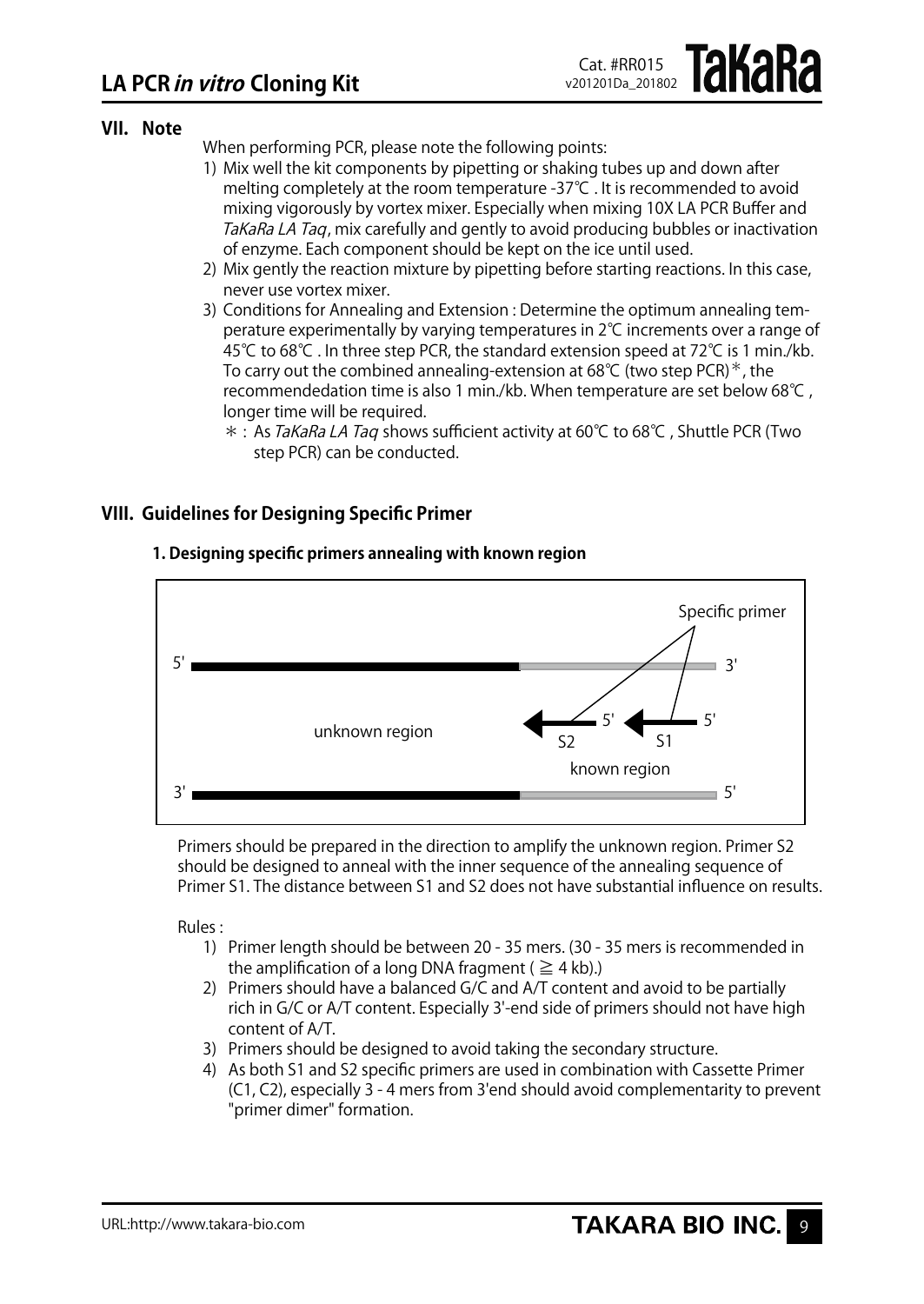## VII. Note

When performing PCR, please note the following points:

1) Mix well the kit components by pipetting or shaking tubes up and down after melting completely at the room temperature -37℃ . It is recommended to avoid mixing vigorously by vortex mixer. Especially when mixing 10X LA PCR Buffer and *TaKaRa LA Taq*, mix carefully and gently to avoid producing bubbles or inactivation of enzyme. Each component should be kept on the ice until used.
2) Mix gently the reaction mixture by pipetting before starting reactions. In this case, never use vortex mixer.
3) Conditions for Annealing and Extension : Determine the optimum annealing temperature experimentally by varying temperatures in 2℃ increments over a range of 45℃ to 68℃ . In three step PCR, the standard extension speed at 72℃ is 1 min./kb. To carry out the combined annealing-extension at 68℃ (two step PCR)*, the recommendedation time is also 1 min./kb. When temperature are set below 68℃ , longer time will be required.
   *: As *TaKaRa LA Taq* shows sufficient activity at 60℃ to 68℃ , Shuttle PCR (Two step PCR) can be conducted.

## VIII. Guidelines for Designing Specific Primer

### 1. Designing specific primers annealing with known region

Primers should be prepared in the direction to amplify the unknown region. Primer S2 should be designed to anneal with the inner sequence of the annealing sequence of Primer S1. The distance between S1 and S2 does not have substantial influence on results.

Rules :

1) Primer length should be between 20 - 35 mers. (30 - 35 mers is recommended in the amplification of a long DNA fragment ( ≧ 4 kb).)
2) Primers should have a balanced G/C and A/T content and avoid to be partially rich in G/C or A/T content. Especially 3'-end side of primers should not have high content of A/T.
3) Primers should be designed to avoid taking the secondary structure.
4) As both S1 and S2 specific primers are used in combination with Cassette Primer (C1, C2), especially 3 - 4 mers from 3'end should avoid complementarity to prevent "primer dimer" formation.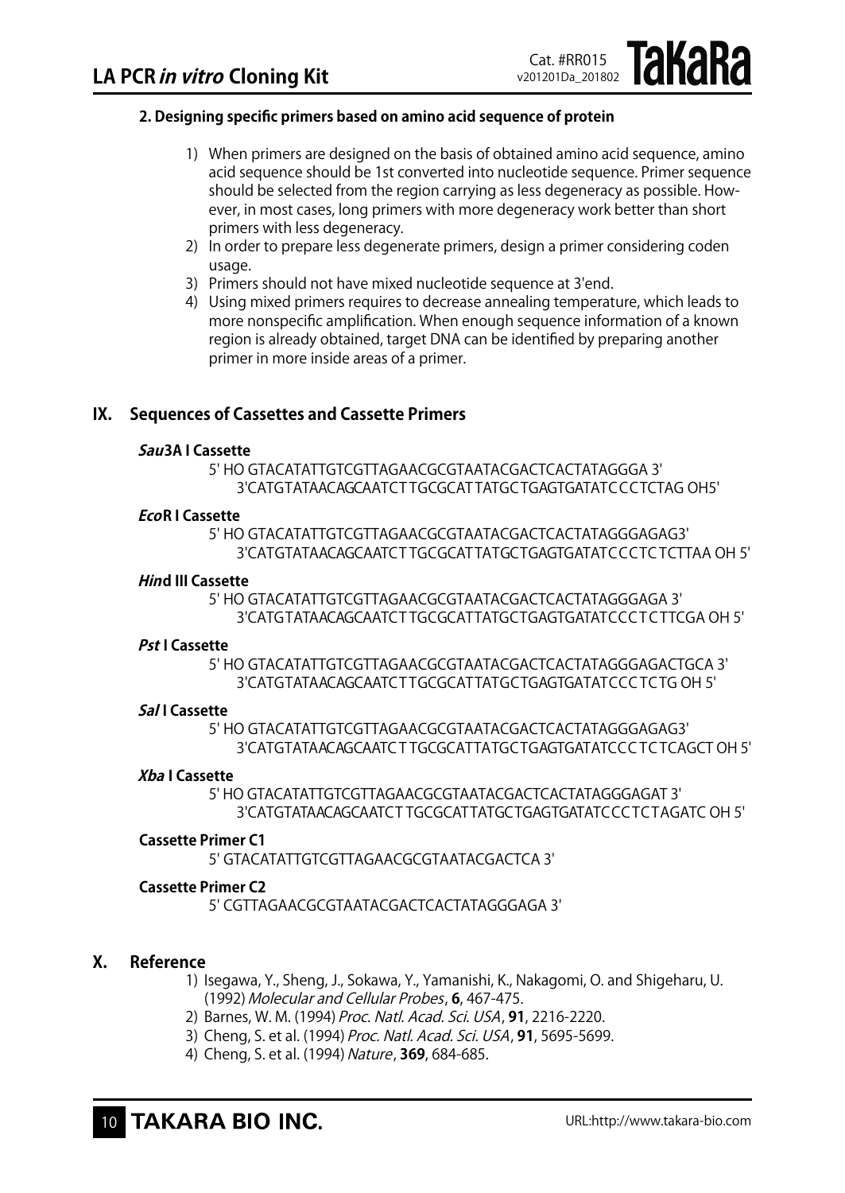**2. Designing specific primers based on amino acid sequence of protein**

1) When primers are designed on the basis of obtained amino acid sequence, amino acid sequence should be 1st converted into nucleotide sequence. Primer sequence should be selected from the region carrying as less degeneracy as possible. However, in most cases, long primers with more degeneracy work better than short primers with less degeneracy.
2) In order to prepare less degenerate primers, design a primer considering coden usage.
3) Primers should not have mixed nucleotide sequence at 3'end.
4) Using mixed primers requires to decrease annealing temperature, which leads to more nonspecific amplification. When enough sequence information of a known region is already obtained, target DNA can be identified by preparing another primer in more inside areas of a primer.

## IX. Sequences of Cassettes and Cassette Primers

***Sau*3A I Cassette**

```
5' HO GTACATATTGTCGTTAGAACGCGTAATACGACTCACTATAGGGA 3'
    3'CATGTATAACAGCAATCTTGCGCATTATGCTGAGTGATATCCCTCTAG OH5'
```

***Eco*R I Cassette**

```
5' HO GTACATATTGTCGTTAGAACGCGTAATACGACTCACTATAGGGAGAG3'
    3'CATGTATAACAGCAATCTTGCGCATTATGCTGAGTGATATCCCTCTCTTAA OH 5'
```

***Hin*d III Cassette**

```
5' HO GTACATATTGTCGTTAGAACGCGTAATACGACTCACTATAGGGAGA 3'
    3'CATGTATAACAGCAATCTTGCGCATTATGCTGAGTGATATCCCTCTTCGA OH 5'
```

***Pst* I Cassette**

```
5' HO GTACATATTGTCGTTAGAACGCGTAATACGACTCACTATAGGGAGACTGCA 3'
    3'CATGTATAACAGCAATCTTGCGCATTATGCTGAGTGATATCCCTCTG OH 5'
```

***Sal* I Cassette**

```
5' HO GTACATATTGTCGTTAGAACGCGTAATACGACTCACTATAGGGAGAG3'
    3'CATGTATAACAGCAATCTTGCGCATTATGCTGAGTGATATCCCTCTCAGCT OH 5'
```

***Xba* I Cassette**

```
5' HO GTACATATTGTCGTTAGAACGCGTAATACGACTCACTATAGGGAGAT 3'
    3'CATGTATAACAGCAATCTTGCGCATTATGCTGAGTGATATCCCTCTAGATC OH 5'
```

**Cassette Primer C1**

```
5' GTACATATTGTCGTTAGAACGCGTAATACGACTCA 3'
```

**Cassette Primer C2**

```
5' CGTTAGAACGCGTAATACGACTCACTATAGGGAGA 3'
```

## X. Reference

1) Isegawa, Y., Sheng, J., Sokawa, Y., Yamanishi, K., Nakagomi, O. and Shigeharu, U. (1992) *Molecular and Cellular Probes*, **6**, 467-475.
2) Barnes, W. M. (1994) *Proc. Natl. Acad. Sci. USA*, **91**, 2216-2220.
3) Cheng, S. et al. (1994) *Proc. Natl. Acad. Sci. USA*, **91**, 5695-5699.
4) Cheng, S. et al. (1994) *Nature*, **369**, 684-685.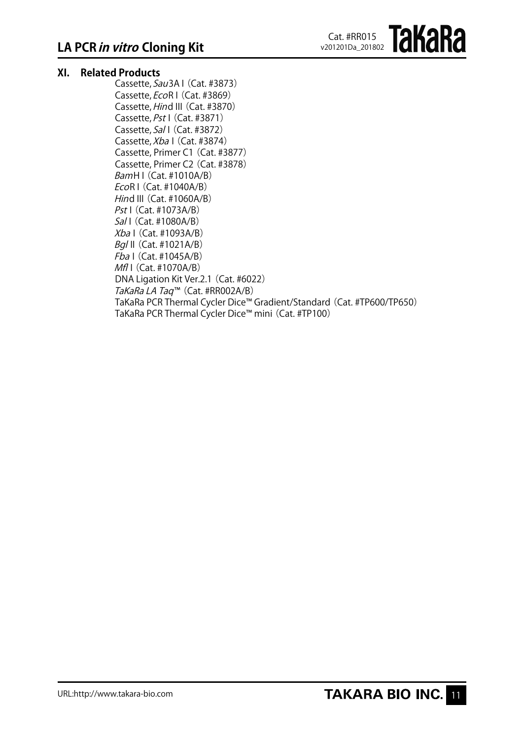## XI. Related Products

Cassette, *Sau*3A I (Cat. #3873)
Cassette, *Eco*R I (Cat. #3869)
Cassette, *Hin*d III (Cat. #3870)
Cassette, *Pst* I (Cat. #3871)
Cassette, *Sal* I (Cat. #3872)
Cassette, *Xba* I (Cat. #3874)
Cassette, Primer C1 (Cat. #3877)
Cassette, Primer C2 (Cat. #3878)
*Bam*H I (Cat. #1010A/B)
*Eco*R I (Cat. #1040A/B)
*Hin*d III (Cat. #1060A/B)
*Pst* I (Cat. #1073A/B)
*Sal* I (Cat. #1080A/B)
*Xba* I (Cat. #1093A/B)
*Bgl* II (Cat. #1021A/B)
*Fba* I (Cat. #1045A/B)
*Mfl* I (Cat. #1070A/B)
DNA Ligation Kit Ver.2.1 (Cat. #6022)
*TaKaRa LA Taq*™ (Cat. #RR002A/B)
TaKaRa PCR Thermal Cycler Dice™ Gradient/Standard (Cat. #TP600/TP650)
TaKaRa PCR Thermal Cycler Dice™ mini (Cat. #TP100)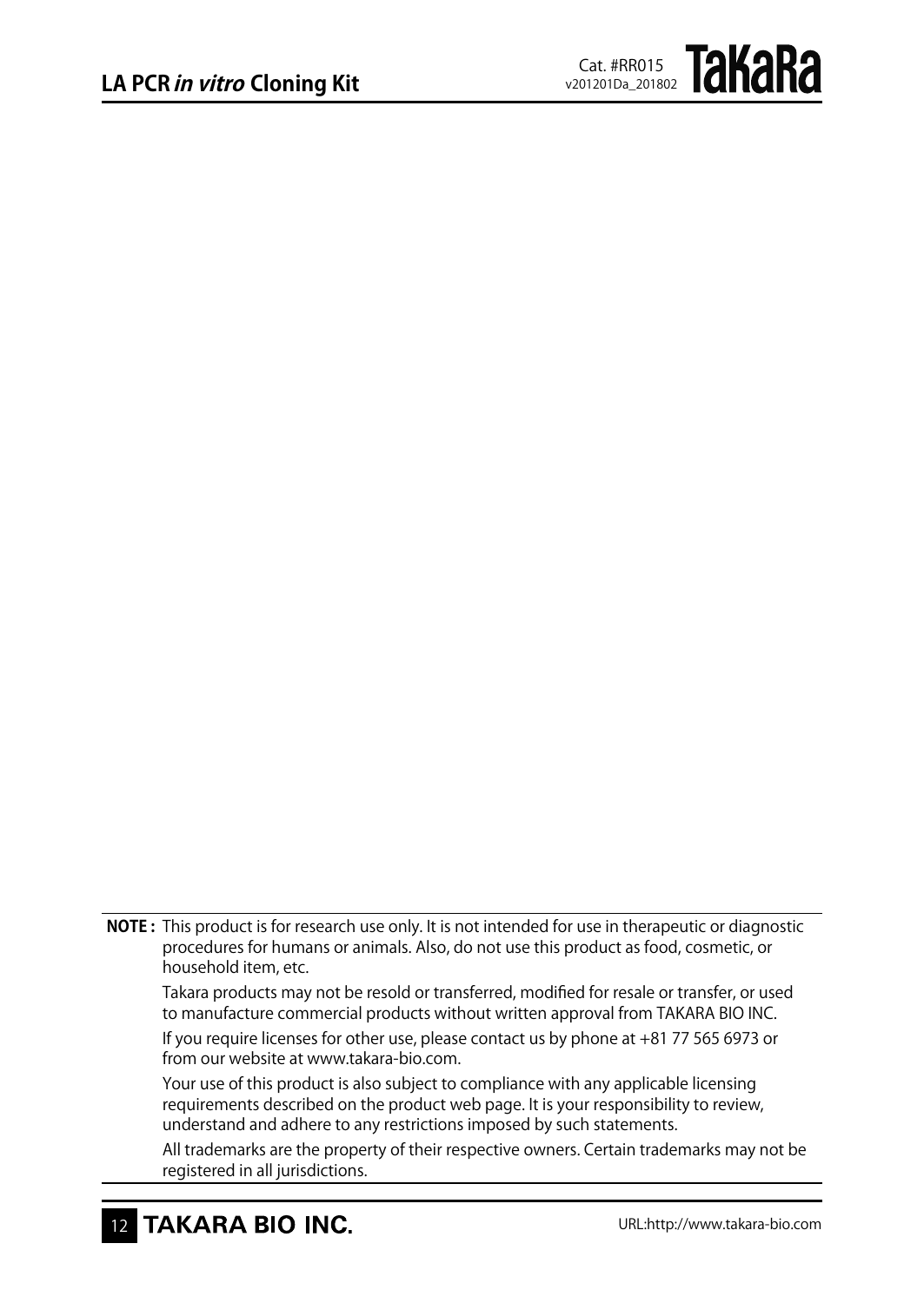**NOTE :** This product is for research use only. It is not intended for use in therapeutic or diagnostic procedures for humans or animals. Also, do not use this product as food, cosmetic, or household item, etc.

Takara products may not be resold or transferred, modified for resale or transfer, or used to manufacture commercial products without written approval from TAKARA BIO INC.

If you require licenses for other use, please contact us by phone at +81 77 565 6973 or from our website at www.takara-bio.com.

Your use of this product is also subject to compliance with any applicable licensing requirements described on the product web page. It is your responsibility to review, understand and adhere to any restrictions imposed by such statements.

All trademarks are the property of their respective owners. Certain trademarks may not be registered in all jurisdictions.